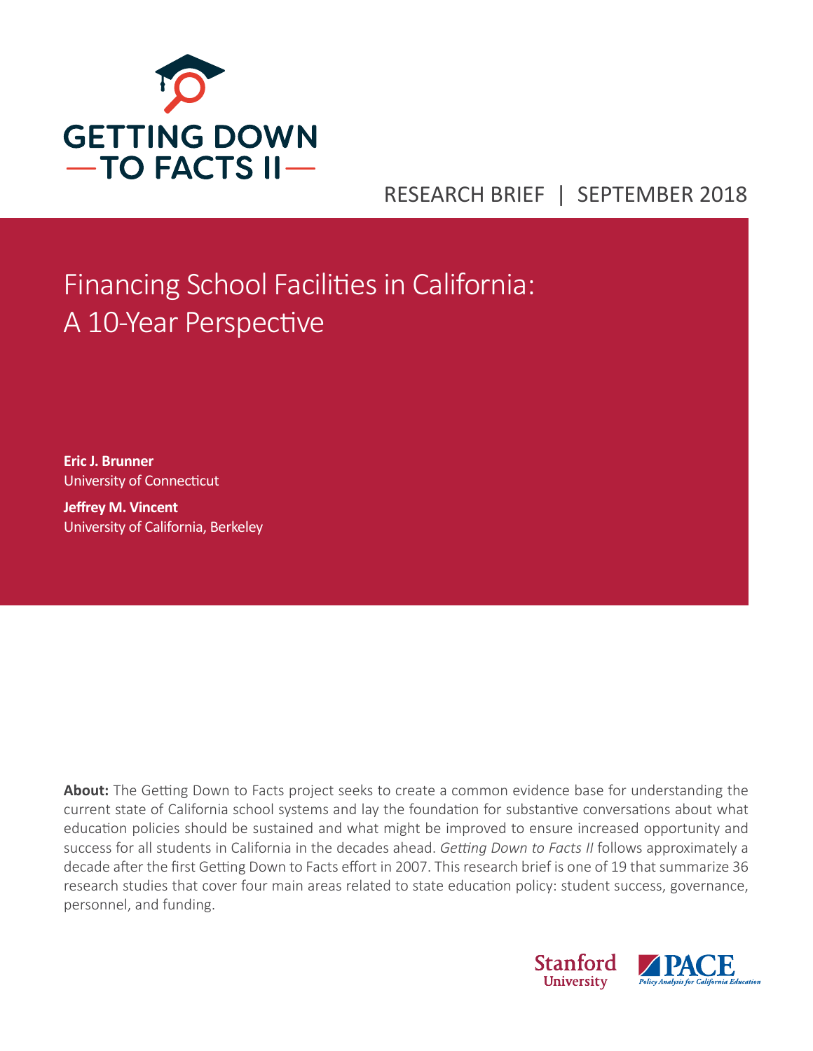GETTING DOWN TO FACTS II

RESEARCH BRIEF | SEPTEMBER 2018

# Financing School Facilities in California: A 10-Year Perspective

**Eric J. Brunner**
University of Connecticut

**Jeffrey M. Vincent**
University of California, Berkeley

**About:** The Getting Down to Facts project seeks to create a common evidence base for understanding the current state of California school systems and lay the foundation for substantive conversations about what education policies should be sustained and what might be improved to ensure increased opportunity and success for all students in California in the decades ahead. *Getting Down to Facts II* follows approximately a decade after the first Getting Down to Facts effort in 2007. This research brief is one of 19 that summarize 36 research studies that cover four main areas related to state education policy: student success, governance, personnel, and funding.

Stanford University

PACE Policy Analysis for California Education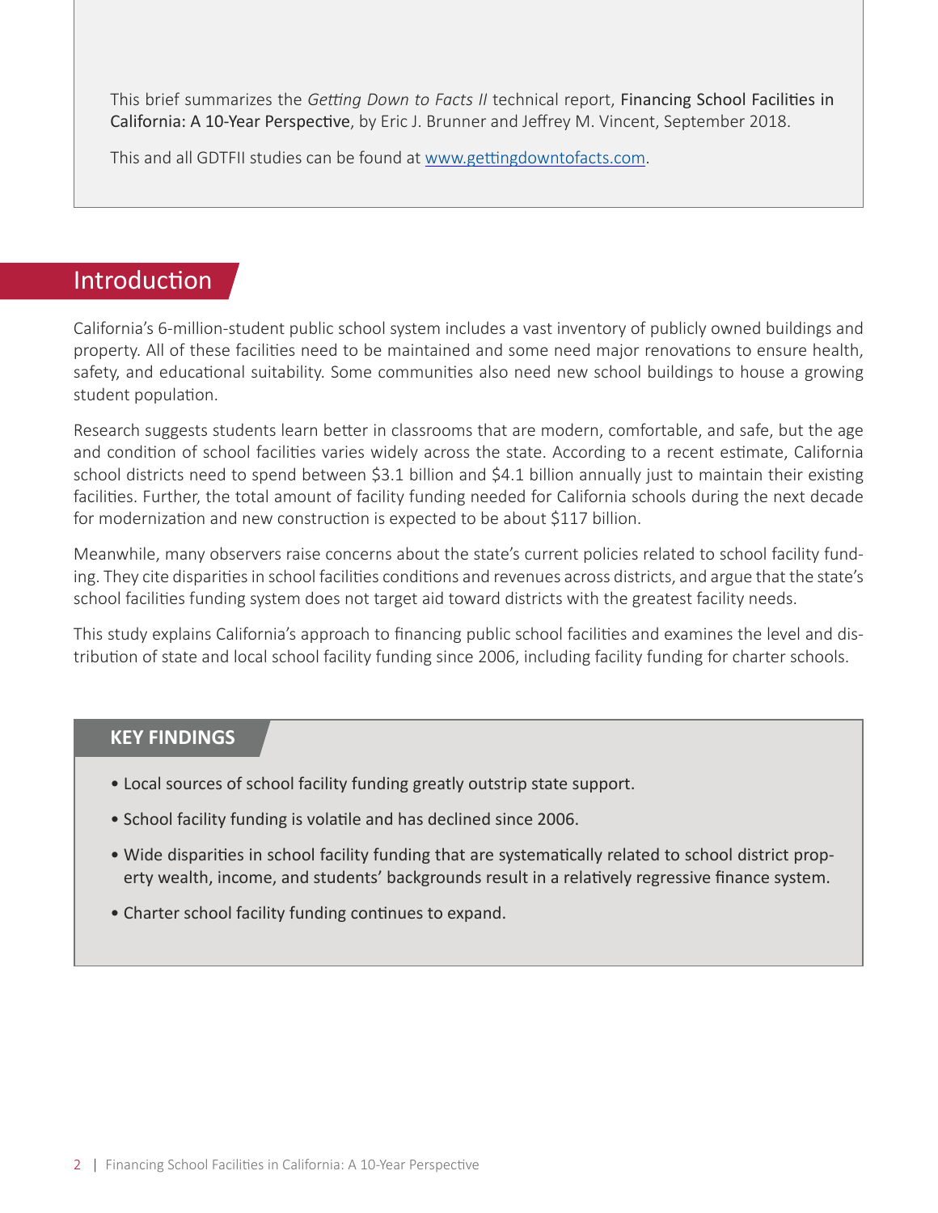This brief summarizes the *Getting Down to Facts II* technical report, Financing School Facilities in California: A 10-Year Perspective, by Eric J. Brunner and Jeffrey M. Vincent, September 2018.

This and all GDTFII studies can be found at www.gettingdowntofacts.com.

## Introduction

California's 6-million-student public school system includes a vast inventory of publicly owned buildings and property. All of these facilities need to be maintained and some need major renovations to ensure health, safety, and educational suitability. Some communities also need new school buildings to house a growing student population.

Research suggests students learn better in classrooms that are modern, comfortable, and safe, but the age and condition of school facilities varies widely across the state. According to a recent estimate, California school districts need to spend between \$3.1 billion and \$4.1 billion annually just to maintain their existing facilities. Further, the total amount of facility funding needed for California schools during the next decade for modernization and new construction is expected to be about \$117 billion.

Meanwhile, many observers raise concerns about the state's current policies related to school facility funding. They cite disparities in school facilities conditions and revenues across districts, and argue that the state's school facilities funding system does not target aid toward districts with the greatest facility needs.

This study explains California's approach to financing public school facilities and examines the level and distribution of state and local school facility funding since 2006, including facility funding for charter schools.

### KEY FINDINGS

- Local sources of school facility funding greatly outstrip state support.
- School facility funding is volatile and has declined since 2006.
- Wide disparities in school facility funding that are systematically related to school district property wealth, income, and students' backgrounds result in a relatively regressive finance system.
- Charter school facility funding continues to expand.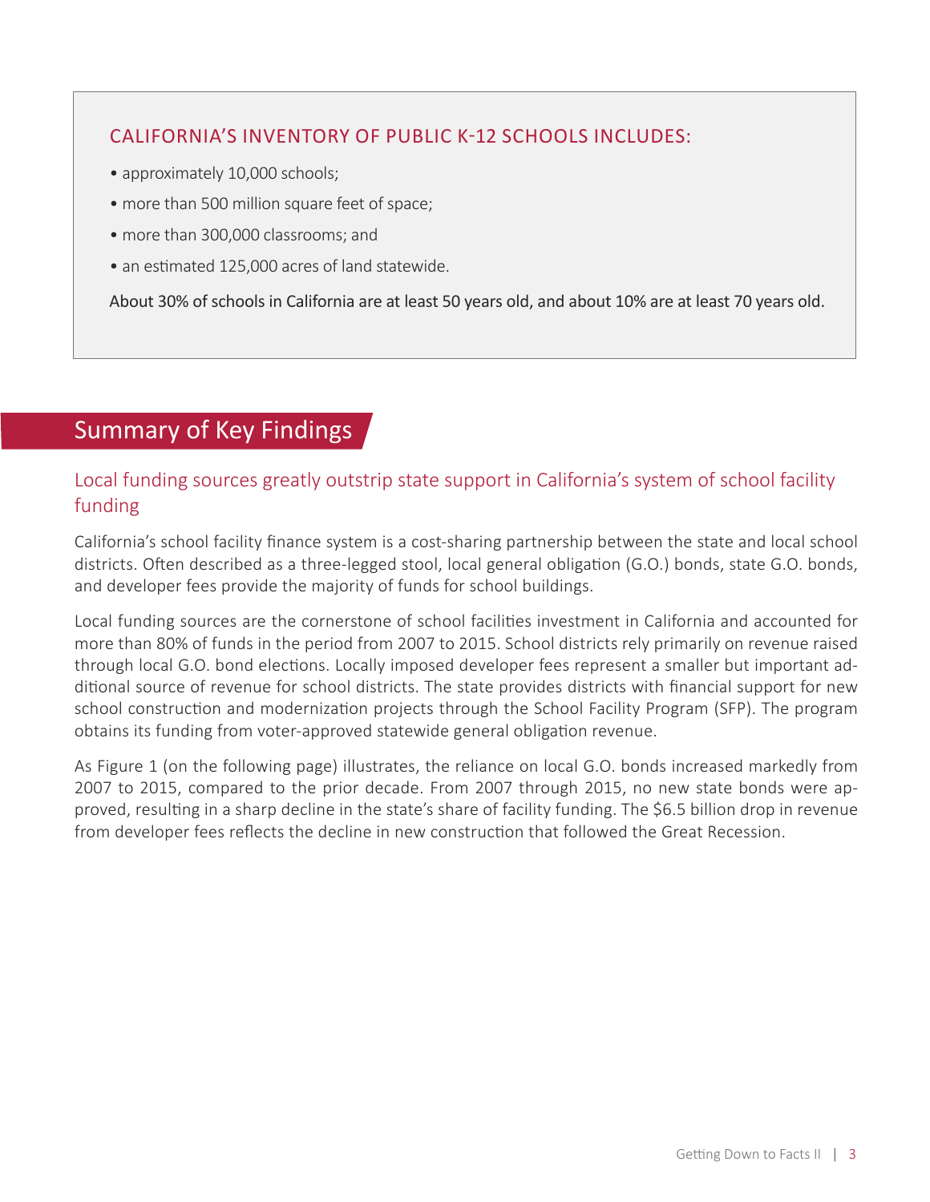### CALIFORNIA'S INVENTORY OF PUBLIC K-12 SCHOOLS INCLUDES:

- approximately 10,000 schools;
- more than 500 million square feet of space;
- more than 300,000 classrooms; and
- an estimated 125,000 acres of land statewide.

About 30% of schools in California are at least 50 years old, and about 10% are at least 70 years old.

## Summary of Key Findings

### Local funding sources greatly outstrip state support in California's system of school facility funding

California's school facility finance system is a cost-sharing partnership between the state and local school districts. Often described as a three-legged stool, local general obligation (G.O.) bonds, state G.O. bonds, and developer fees provide the majority of funds for school buildings.

Local funding sources are the cornerstone of school facilities investment in California and accounted for more than 80% of funds in the period from 2007 to 2015. School districts rely primarily on revenue raised through local G.O. bond elections. Locally imposed developer fees represent a smaller but important additional source of revenue for school districts. The state provides districts with financial support for new school construction and modernization projects through the School Facility Program (SFP). The program obtains its funding from voter-approved statewide general obligation revenue.

As Figure 1 (on the following page) illustrates, the reliance on local G.O. bonds increased markedly from 2007 to 2015, compared to the prior decade. From 2007 through 2015, no new state bonds were approved, resulting in a sharp decline in the state's share of facility funding. The $6.5 billion drop in revenue from developer fees reflects the decline in new construction that followed the Great Recession.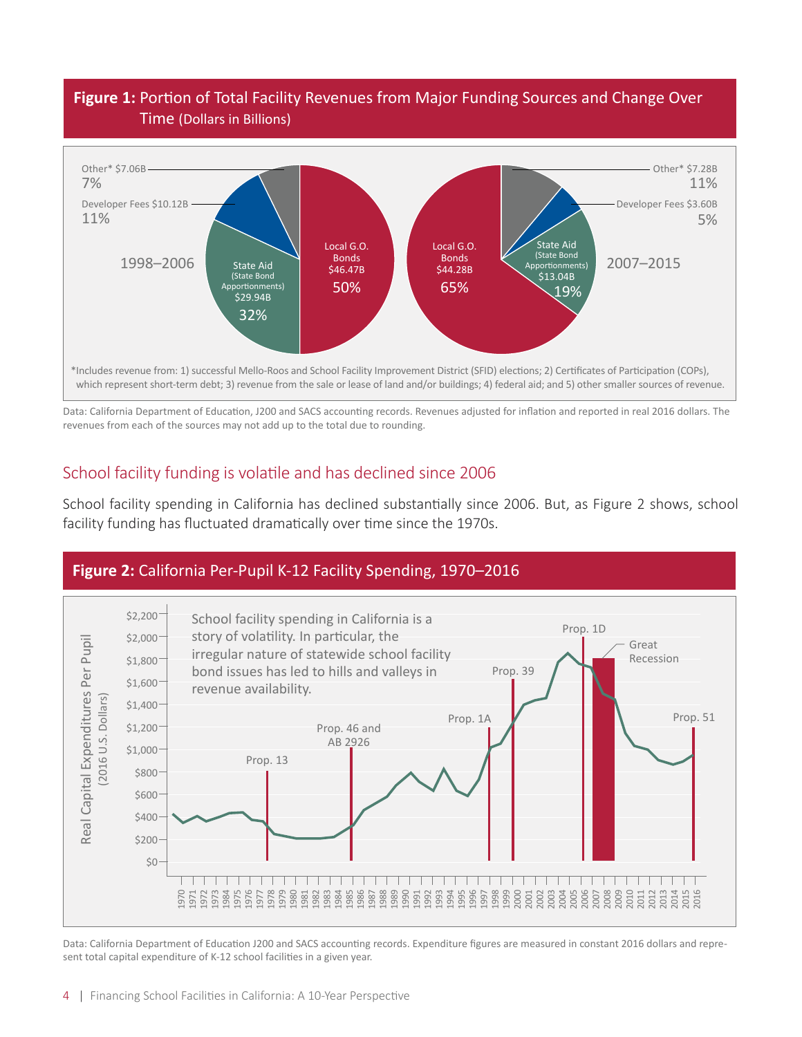**Figure 1:** Portion of Total Facility Revenues from Major Funding Sources and Change Over Time (Dollars in Billions)

| Source | 1998–2006 | | 2007–2015 | |
|---|---|---|---|---|
| Local G.O. Bonds | $46.47B | 50% | $44.28B | 65% |
| State Aid (State Bond Apportionments) | $29.94B | 32% | $13.04B | 19% |
| Developer Fees | $10.12B | 11% | $3.60B | 5% |
| Other* | $7.06B | 7% | $7.28B | 11% |

*Includes revenue from: 1) successful Mello-Roos and School Facility Improvement District (SFID) elections; 2) Certificates of Participation (COPs), which represent short-term debt; 3) revenue from the sale or lease of land and/or buildings; 4) federal aid; and 5) other smaller sources of revenue.

Data: California Department of Education, J200 and SACS accounting records. Revenues adjusted for inflation and reported in real 2016 dollars. The revenues from each of the sources may not add up to the total due to rounding.

## School facility funding is volatile and has declined since 2006

School facility spending in California has declined substantially since 2006. But, as Figure 2 shows, school facility funding has fluctuated dramatically over time since the 1970s.

**Figure 2:** California Per-Pupil K-12 Facility Spending, 1970–2016

School facility spending in California is a story of volatility. In particular, the irregular nature of statewide school facility bond issues has led to hills and valleys in revenue availability.

Data: California Department of Education J200 and SACS accounting records. Expenditure figures are measured in constant 2016 dollars and represent total capital expenditure of K-12 school facilities in a given year.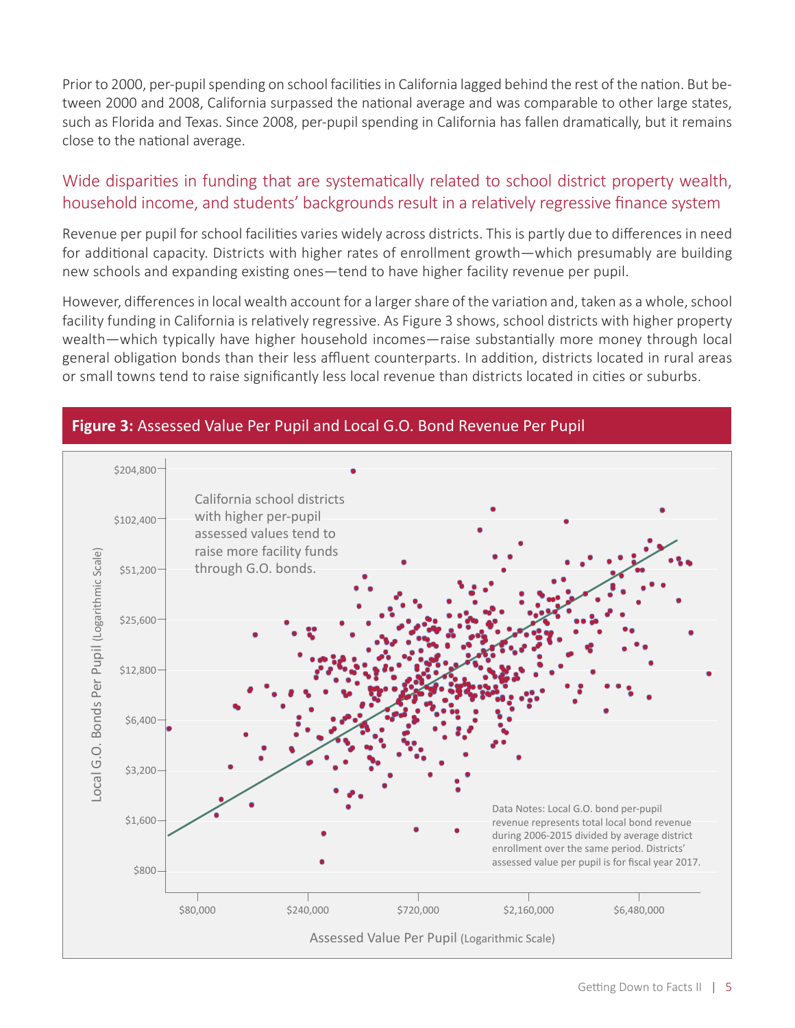Prior to 2000, per-pupil spending on school facilities in California lagged behind the rest of the nation. But between 2000 and 2008, California surpassed the national average and was comparable to other large states, such as Florida and Texas. Since 2008, per-pupil spending in California has fallen dramatically, but it remains close to the national average.

## Wide disparities in funding that are systematically related to school district property wealth, household income, and students' backgrounds result in a relatively regressive finance system

Revenue per pupil for school facilities varies widely across districts. This is partly due to differences in need for additional capacity. Districts with higher rates of enrollment growth—which presumably are building new schools and expanding existing ones—tend to have higher facility revenue per pupil.

However, differences in local wealth account for a larger share of the variation and, taken as a whole, school facility funding in California is relatively regressive. As Figure 3 shows, school districts with higher property wealth—which typically have higher household incomes—raise substantially more money through local general obligation bonds than their less affluent counterparts. In addition, districts located in rural areas or small towns tend to raise significantly less local revenue than districts located in cities or suburbs.

**Figure 3:** Assessed Value Per Pupil and Local G.O. Bond Revenue Per Pupil

California school districts with higher per-pupil assessed values tend to raise more facility funds through G.O. bonds.

Data Notes: Local G.O. bond per-pupil revenue represents total local bond revenue during 2006-2015 divided by average district enrollment over the same period. Districts' assessed value per pupil is for fiscal year 2017.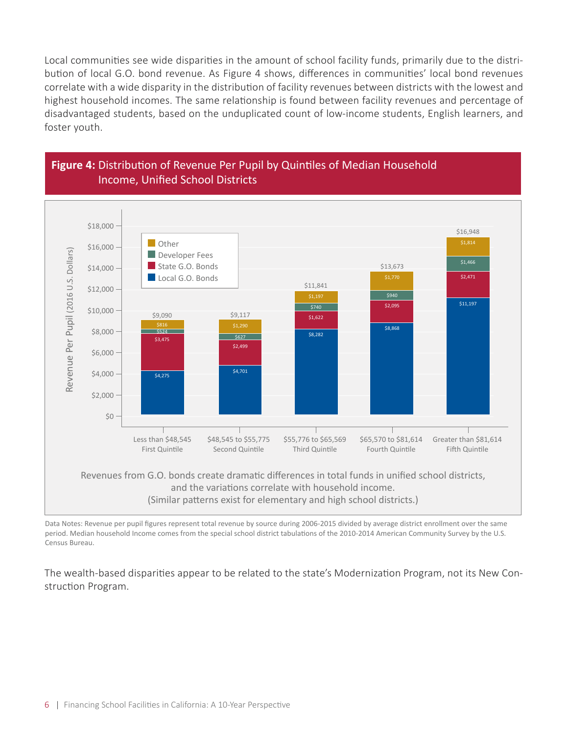Local communities see wide disparities in the amount of school facility funds, primarily due to the distribution of local G.O. bond revenue. As Figure 4 shows, differences in communities' local bond revenues correlate with a wide disparity in the distribution of facility revenues between districts with the lowest and highest household incomes. The same relationship is found between facility revenues and percentage of disadvantaged students, based on the unduplicated count of low-income students, English learners, and foster youth.

**Figure 4:** Distribution of Revenue Per Pupil by Quintiles of Median Household Income, Unified School Districts

| Revenue Per Pupil (2016 U.S. Dollars) | Less than $48,545 First Quintile | $48,545 to $55,775 Second Quintile | $55,776 to $65,569 Third Quintile | $65,570 to $81,614 Fourth Quintile | Greater than $81,614 Fifth Quintile |
|---|---|---|---|---|---|
| Other | $816 | $1,290 | $1,197 | $1,770 | $1,814 |
| Developer Fees | $524 | $627 | $740 | $940 | $1,466 |
| State G.O. Bonds | $3,475 | $2,499 | $1,622 | $2,095 | $2,471 |
| Local G.O. Bonds | $4,275 | $4,701 | $8,282 | $8,868 | $11,197 |
| Total | $9,090 | $9,117 | $11,841 | $13,673 | $16,948 |

Revenues from G.O. bonds create dramatic differences in total funds in unified school districts, and the variations correlate with household income.
(Similar patterns exist for elementary and high school districts.)

Data Notes: Revenue per pupil figures represent total revenue by source during 2006-2015 divided by average district enrollment over the same period. Median household Income comes from the special school district tabulations of the 2010-2014 American Community Survey by the U.S. Census Bureau.

The wealth-based disparities appear to be related to the state's Modernization Program, not its New Construction Program.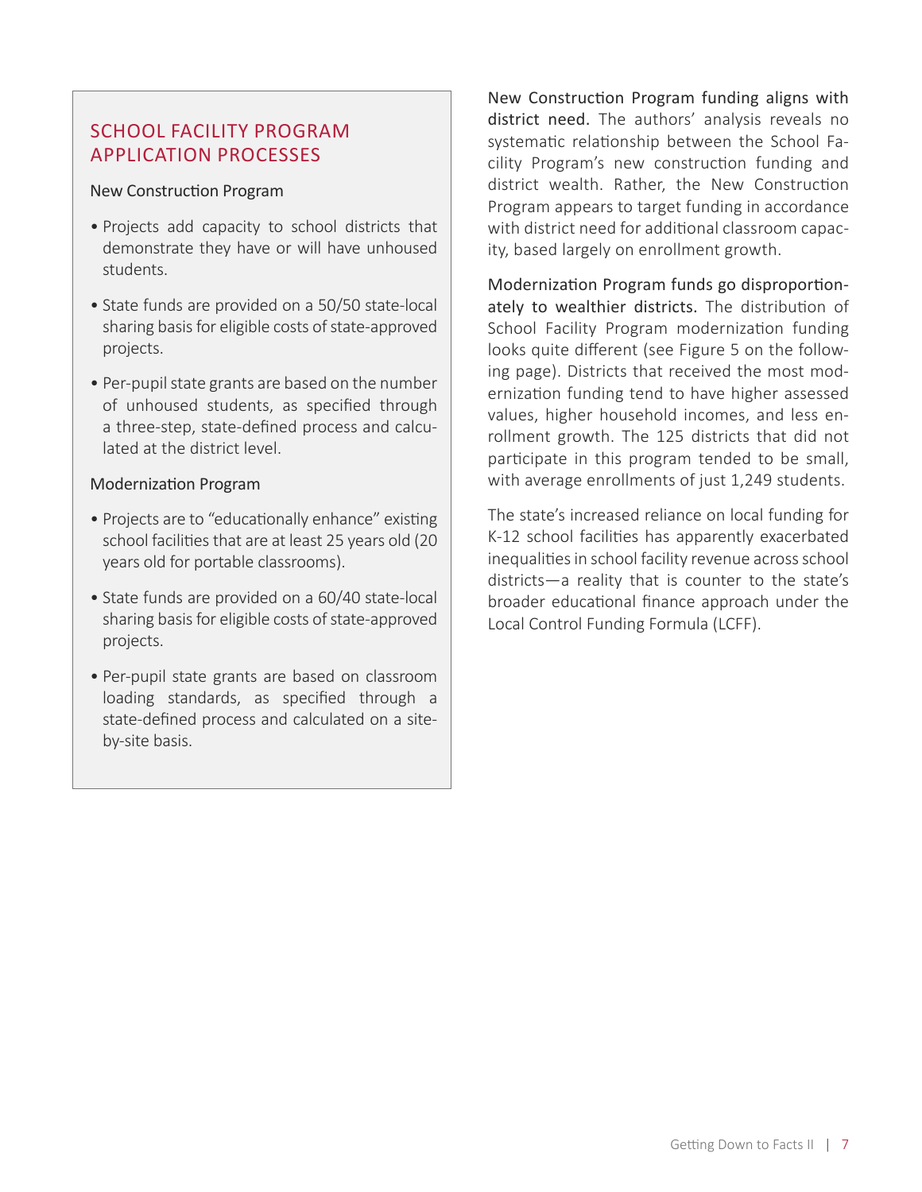## SCHOOL FACILITY PROGRAM APPLICATION PROCESSES

### New Construction Program

- Projects add capacity to school districts that demonstrate they have or will have unhoused students.
- State funds are provided on a 50/50 state-local sharing basis for eligible costs of state-approved projects.
- Per-pupil state grants are based on the number of unhoused students, as specified through a three-step, state-defined process and calculated at the district level.

### Modernization Program

- Projects are to "educationally enhance" existing school facilities that are at least 25 years old (20 years old for portable classrooms).
- State funds are provided on a 60/40 state-local sharing basis for eligible costs of state-approved projects.
- Per-pupil state grants are based on classroom loading standards, as specified through a state-defined process and calculated on a site-by-site basis.

**New Construction Program funding aligns with district need.** The authors' analysis reveals no systematic relationship between the School Facility Program's new construction funding and district wealth. Rather, the New Construction Program appears to target funding in accordance with district need for additional classroom capacity, based largely on enrollment growth.

**Modernization Program funds go disproportionately to wealthier districts.** The distribution of School Facility Program modernization funding looks quite different (see Figure 5 on the following page). Districts that received the most modernization funding tend to have higher assessed values, higher household incomes, and less enrollment growth. The 125 districts that did not participate in this program tended to be small, with average enrollments of just 1,249 students.

The state's increased reliance on local funding for K-12 school facilities has apparently exacerbated inequalities in school facility revenue across school districts—a reality that is counter to the state's broader educational finance approach under the Local Control Funding Formula (LCFF).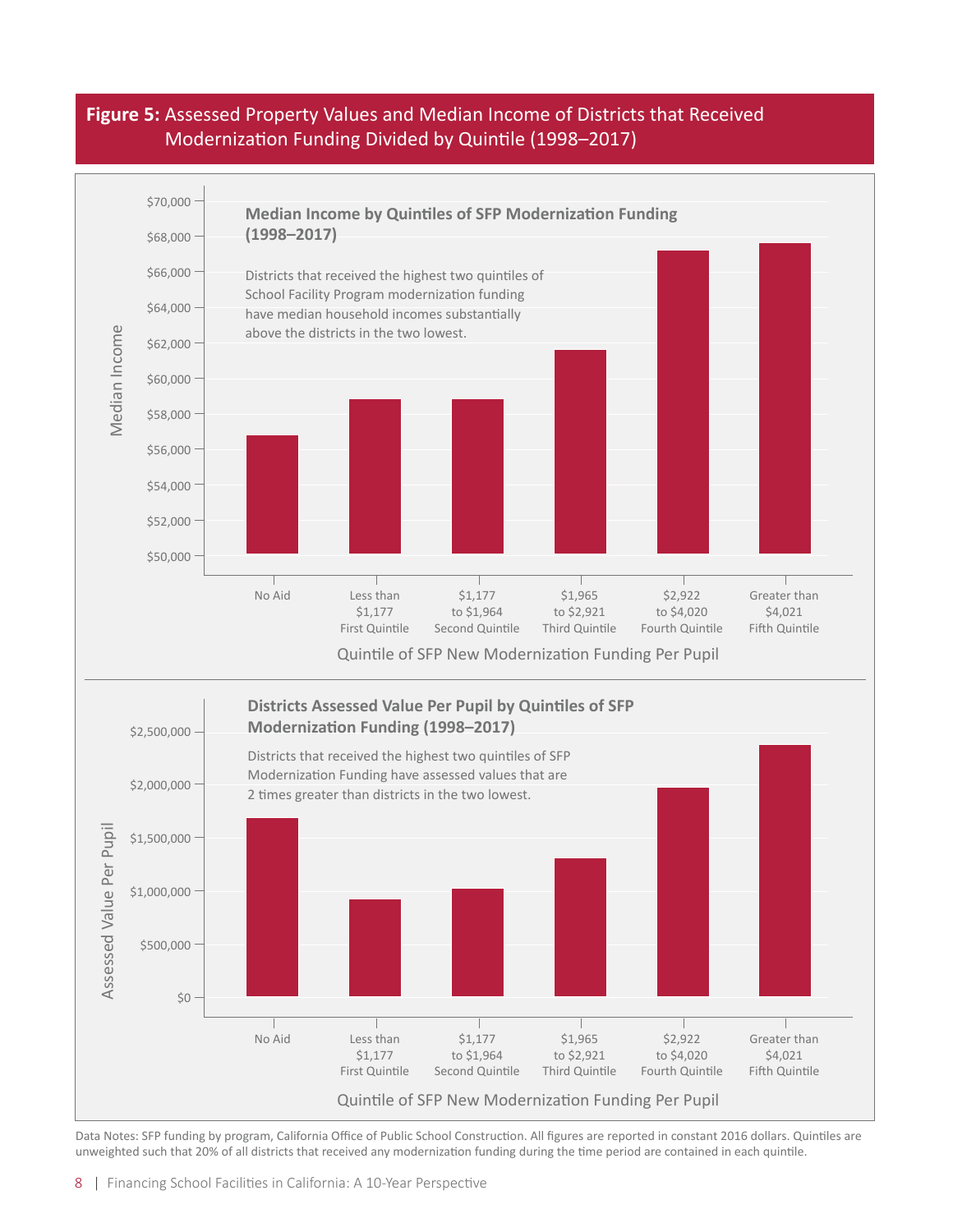**Figure 5:** Assessed Property Values and Median Income of Districts that Received Modernization Funding Divided by Quintile (1998–2017)

**Median Income by Quintiles of SFP Modernization Funding (1998–2017)**

Districts that received the highest two quintiles of School Facility Program modernization funding have median household incomes substantially above the districts in the two lowest.

**Districts Assessed Value Per Pupil by Quintiles of SFP Modernization Funding (1998–2017)**

Districts that received the highest two quintiles of SFP Modernization Funding have assessed values that are 2 times greater than districts in the two lowest.

Data Notes: SFP funding by program, California Office of Public School Construction. All figures are reported in constant 2016 dollars. Quintiles are unweighted such that 20% of all districts that received any modernization funding during the time period are contained in each quintile.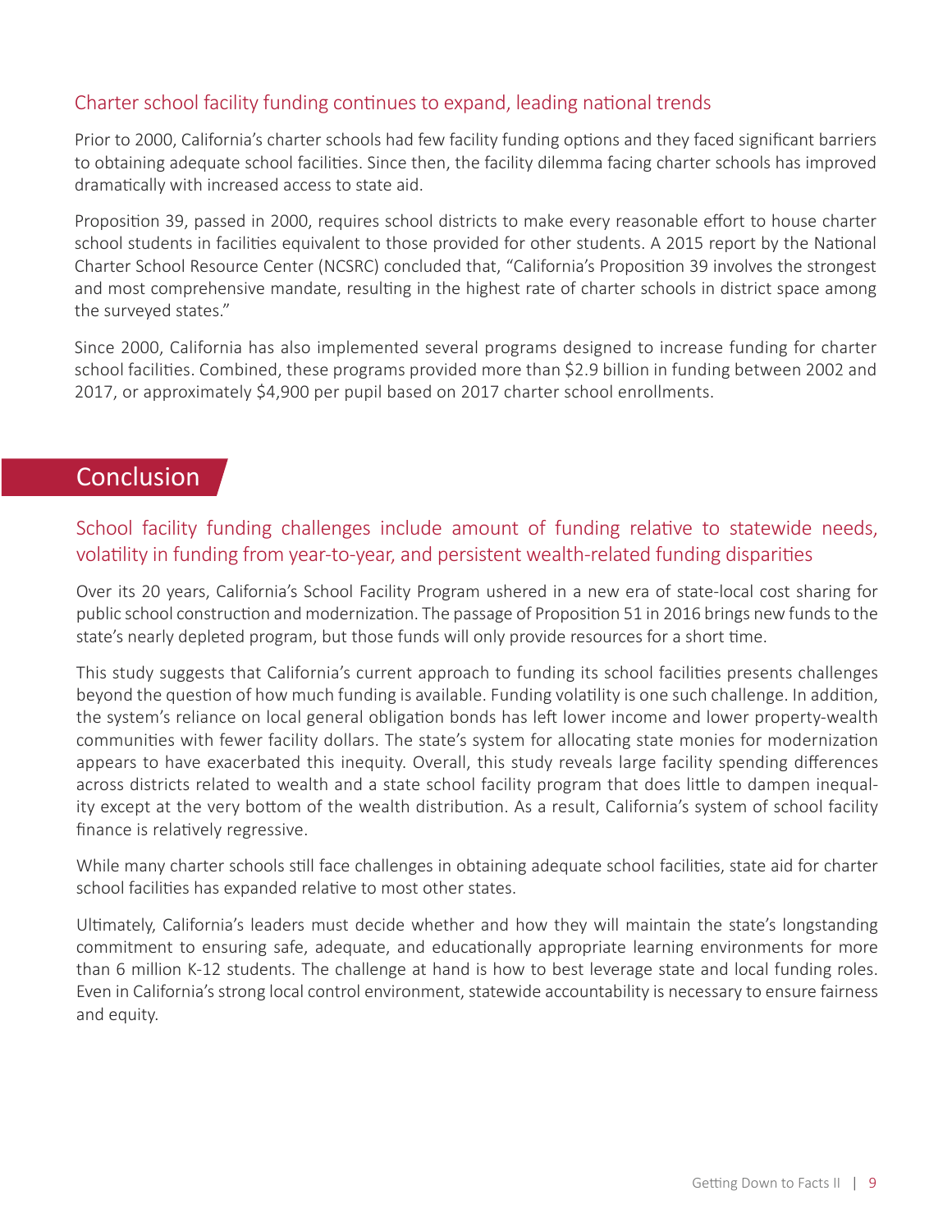### Charter school facility funding continues to expand, leading national trends

Prior to 2000, California's charter schools had few facility funding options and they faced significant barriers to obtaining adequate school facilities. Since then, the facility dilemma facing charter schools has improved dramatically with increased access to state aid.

Proposition 39, passed in 2000, requires school districts to make every reasonable effort to house charter school students in facilities equivalent to those provided for other students. A 2015 report by the National Charter School Resource Center (NCSRC) concluded that, "California's Proposition 39 involves the strongest and most comprehensive mandate, resulting in the highest rate of charter schools in district space among the surveyed states."

Since 2000, California has also implemented several programs designed to increase funding for charter school facilities. Combined, these programs provided more than $2.9 billion in funding between 2002 and 2017, or approximately $4,900 per pupil based on 2017 charter school enrollments.

## Conclusion

### School facility funding challenges include amount of funding relative to statewide needs, volatility in funding from year-to-year, and persistent wealth-related funding disparities

Over its 20 years, California's School Facility Program ushered in a new era of state-local cost sharing for public school construction and modernization. The passage of Proposition 51 in 2016 brings new funds to the state's nearly depleted program, but those funds will only provide resources for a short time.

This study suggests that California's current approach to funding its school facilities presents challenges beyond the question of how much funding is available. Funding volatility is one such challenge. In addition, the system's reliance on local general obligation bonds has left lower income and lower property-wealth communities with fewer facility dollars. The state's system for allocating state monies for modernization appears to have exacerbated this inequity. Overall, this study reveals large facility spending differences across districts related to wealth and a state school facility program that does little to dampen inequality except at the very bottom of the wealth distribution. As a result, California's system of school facility finance is relatively regressive.

While many charter schools still face challenges in obtaining adequate school facilities, state aid for charter school facilities has expanded relative to most other states.

Ultimately, California's leaders must decide whether and how they will maintain the state's longstanding commitment to ensuring safe, adequate, and educationally appropriate learning environments for more than 6 million K-12 students. The challenge at hand is how to best leverage state and local funding roles. Even in California's strong local control environment, statewide accountability is necessary to ensure fairness and equity.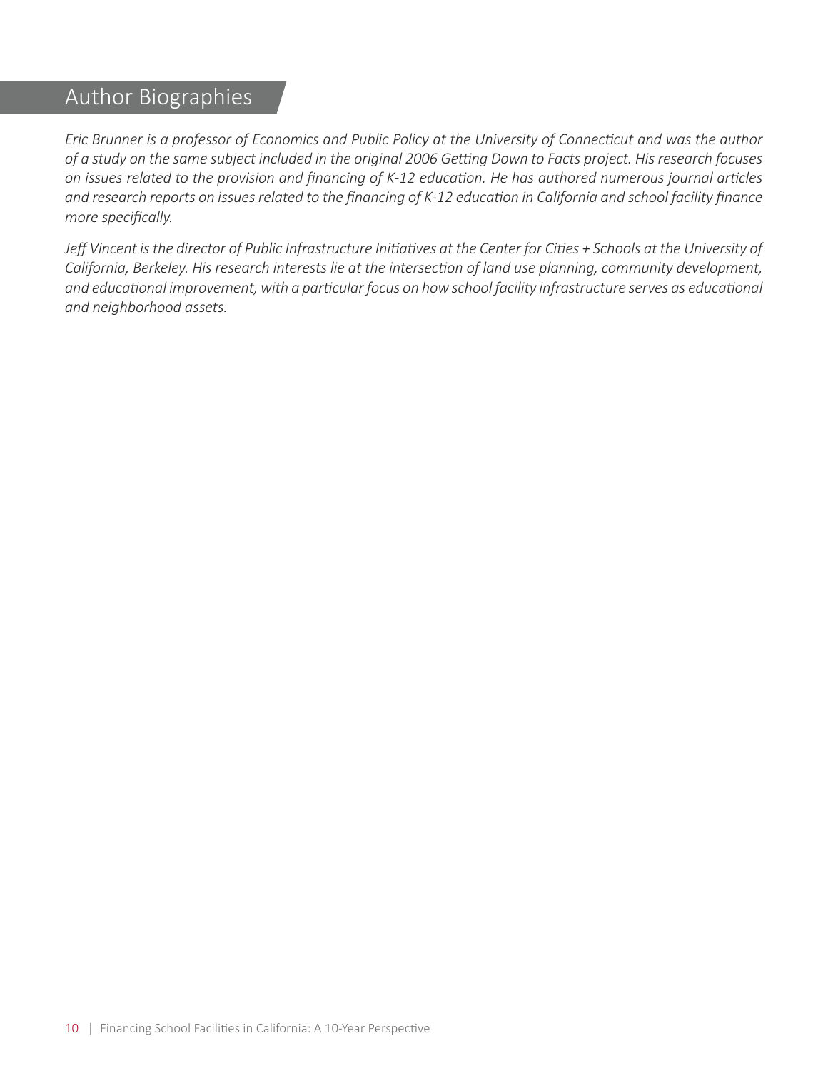## Author Biographies

*Eric Brunner is a professor of Economics and Public Policy at the University of Connecticut and was the author of a study on the same subject included in the original 2006 Getting Down to Facts project. His research focuses on issues related to the provision and financing of K-12 education. He has authored numerous journal articles and research reports on issues related to the financing of K-12 education in California and school facility finance more specifically.*

*Jeff Vincent is the director of Public Infrastructure Initiatives at the Center for Cities + Schools at the University of California, Berkeley. His research interests lie at the intersection of land use planning, community development, and educational improvement, with a particular focus on how school facility infrastructure serves as educational and neighborhood assets.*